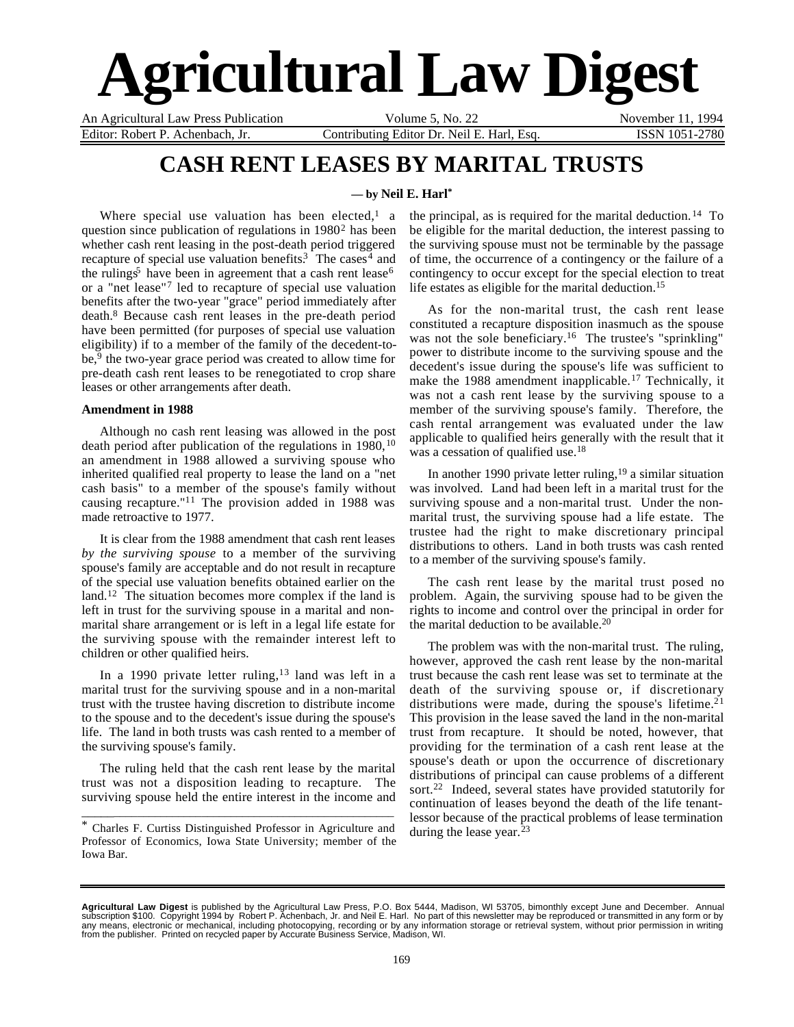# Agricultural Law Digest

An Agricultural Law Press Publication — Volume 5, No. 22 — November 11, 1994

Editor: Robert P. Achenbach, Jr. — Contributing Editor Dr. Neil E. Harl, Esq. — ISSN 1051-2780

## CASH RENT LEASES BY MARITAL TRUSTS

**— by Neil E. Harl***

Where special use valuation has been elected,[1] a question since publication of regulations in 1980[2] has been whether cash rent leasing in the post-death period triggered recapture of special use valuation benefits.[3] The cases[4] and the rulings[5] have been in agreement that a cash rent lease[6] or a "net lease"[7] led to recapture of special use valuation benefits after the two-year "grace" period immediately after death.[8] Because cash rent leases in the pre-death period have been permitted (for purposes of special use valuation eligibility) if to a member of the family of the decedent-to-be,[9] the two-year grace period was created to allow time for pre-death cash rent leases to be renegotiated to crop share leases or other arrangements after death.

### Amendment in 1988

Although no cash rent leasing was allowed in the post death period after publication of the regulations in 1980,[10] an amendment in 1988 allowed a surviving spouse who inherited qualified real property to lease the land on a "net cash basis" to a member of the spouse's family without causing recapture."[11] The provision added in 1988 was made retroactive to 1977.

It is clear from the 1988 amendment that cash rent leases *by the surviving spouse* to a member of the surviving spouse's family are acceptable and do not result in recapture of the special use valuation benefits obtained earlier on the land.[12] The situation becomes more complex if the land is left in trust for the surviving spouse in a marital and non-marital share arrangement or is left in a legal life estate for the surviving spouse with the remainder interest left to children or other qualified heirs.

In a 1990 private letter ruling,[13] land was left in a marital trust for the surviving spouse and in a non-marital trust with the trustee having discretion to distribute income to the spouse and to the decedent's issue during the spouse's life. The land in both trusts was cash rented to a member of the surviving spouse's family.

The ruling held that the cash rent lease by the marital trust was not a disposition leading to recapture. The surviving spouse held the entire interest in the income and the principal, as is required for the marital deduction.[14] To be eligible for the marital deduction, the interest passing to the surviving spouse must not be terminable by the passage of time, the occurrence of a contingency or the failure of a contingency to occur except for the special election to treat life estates as eligible for the marital deduction.[15]

As for the non-marital trust, the cash rent lease constituted a recapture disposition inasmuch as the spouse was not the sole beneficiary.[16] The trustee's "sprinkling" power to distribute income to the surviving spouse and the decedent's issue during the spouse's life was sufficient to make the 1988 amendment inapplicable.[17] Technically, it was not a cash rent lease by the surviving spouse to a member of the surviving spouse's family. Therefore, the cash rental arrangement was evaluated under the law applicable to qualified heirs generally with the result that it was a cessation of qualified use.[18]

In another 1990 private letter ruling,[19] a similar situation was involved. Land had been left in a marital trust for the surviving spouse and a non-marital trust. Under the non-marital trust, the surviving spouse had a life estate. The trustee had the right to make discretionary principal distributions to others. Land in both trusts was cash rented to a member of the surviving spouse's family.

The cash rent lease by the marital trust posed no problem. Again, the surviving spouse had to be given the rights to income and control over the principal in order for the marital deduction to be available.[20]

The problem was with the non-marital trust. The ruling, however, approved the cash rent lease by the non-marital trust because the cash rent lease was set to terminate at the death of the surviving spouse or, if discretionary distributions were made, during the spouse's lifetime.[21] This provision in the lease saved the land in the non-marital trust from recapture. It should be noted, however, that providing for the termination of a cash rent lease at the spouse's death or upon the occurrence of discretionary distributions of principal can cause problems of a different sort.[22] Indeed, several states have provided statutorily for continuation of leases beyond the death of the life tenant-lessor because of the practical problems of lease termination during the lease year.[23]

---

\* Charles F. Curtiss Distinguished Professor in Agriculture and Professor of Economics, Iowa State University; member of the Iowa Bar.

---

**Agricultural Law Digest** is published by the Agricultural Law Press, P.O. Box 5444, Madison, WI 53705, bimonthly except June and December. Annual subscription $100. Copyright 1994 by Robert P. Achenbach, Jr. and Neil E. Harl. No part of this newsletter may be reproduced or transmitted in any form or by any means, electronic or mechanical, including photocopying, recording or by any information storage or retrieval system, without prior permission in writing from the publisher. Printed on recycled paper by Accurate Business Service, Madison, WI.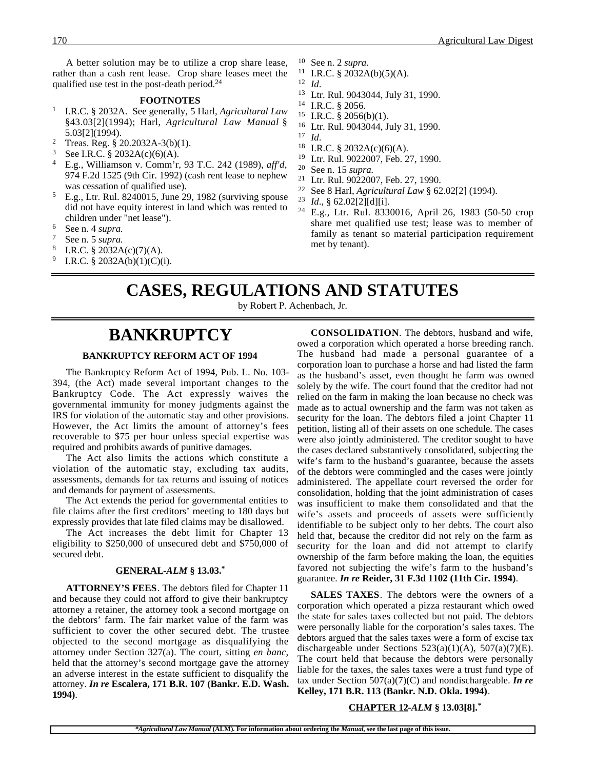A better solution may be to utilize a crop share lease, rather than a cash rent lease. Crop share leases meet the qualified use test in the post-death period.[24]

**FOOTNOTES**

[1] I.R.C. § 2032A. See generally, 5 Harl, *Agricultural Law* §43.03[2](1994); Harl, *Agricultural Law Manual* § 5.03[2](1994).

[2] Treas. Reg. § 20.2032A-3(b)(1).

[3] See I.R.C. § 2032A(c)(6)(A).

[4] E.g., Williamson v. Comm'r, 93 T.C. 242 (1989), *aff'd*, 974 F.2d 1525 (9th Cir. 1992) (cash rent lease to nephew was cessation of qualified use).

[5] E.g., Ltr. Rul. 8240015, June 29, 1982 (surviving spouse did not have equity interest in land which was rented to children under "net lease").

[6] See n. 4 *supra.*

[7] See n. 5 *supra.*

[8] I.R.C. § 2032A(c)(7)(A).

[9] I.R.C. § 2032A(b)(1)(C)(i).

[10] See n. 2 *supra.*

[11] I.R.C. § 2032A(b)(5)(A).

[12] *Id*.

[13] Ltr. Rul. 9043044, July 31, 1990.

[14] I.R.C. § 2056.

[15] I.R.C. § 2056(b)(1).

[16] Ltr. Rul. 9043044, July 31, 1990.

[17] *Id*.

[18] I.R.C. § 2032A(c)(6)(A).

[19] Ltr. Rul. 9022007, Feb. 27, 1990.

[20] See n. 15 *supra.*

[21] Ltr. Rul. 9022007, Feb. 27, 1990.

[22] See 8 Harl, *Agricultural Law* § 62.02[2] (1994).

[23] *Id*., § 62.02[2][d][i].

[24] E.g., Ltr. Rul. 8330016, April 26, 1983 (50-50 crop share met qualified use test; lease was to member of family as tenant so material participation requirement met by tenant).

# CASES, REGULATIONS AND STATUTES

by Robert P. Achenbach, Jr.

# BANKRUPTCY

### BANKRUPTCY REFORM ACT OF 1994

The Bankruptcy Reform Act of 1994, Pub. L. No. 103-394, (the Act) made several important changes to the Bankruptcy Code. The Act expressly waives the governmental immunity for money judgments against the IRS for violation of the automatic stay and other provisions. However, the Act limits the amount of attorney's fees recoverable to $75 per hour unless special expertise was required and prohibits awards of punitive damages.

The Act also limits the actions which constitute a violation of the automatic stay, excluding tax audits, assessments, demands for tax returns and issuing of notices and demands for payment of assessments.

The Act extends the period for governmental entities to file claims after the first creditors' meeting to 180 days but expressly provides that late filed claims may be disallowed.

The Act increases the debt limit for Chapter 13 eligibility to $250,000 of unsecured debt and $750,000 of secured debt.

### GENERAL-*ALM* § 13.03.*

**ATTORNEY'S FEES**. The debtors filed for Chapter 11 and because they could not afford to give their bankruptcy attorney a retainer, the attorney took a second mortgage on the debtors' farm. The fair market value of the farm was sufficient to cover the other secured debt. The trustee objected to the second mortgage as disqualifying the attorney under Section 327(a). The court, sitting *en banc*, held that the attorney's second mortgage gave the attorney an adverse interest in the estate sufficient to disqualify the attorney. ***In re*** **Escalera, 171 B.R. 107 (Bankr. E.D. Wash. 1994)**.

**CONSOLIDATION**. The debtors, husband and wife, owed a corporation which operated a horse breeding ranch. The husband had made a personal guarantee of a corporation loan to purchase a horse and had listed the farm as the husband's asset, even though he farm was owned solely by the wife. The court found that the creditor had not relied on the farm in making the loan because no check was made as to actual ownership and the farm was not taken as security for the loan. The debtors filed a joint Chapter 11 petition, listing all of their assets on one schedule. The cases were also jointly administered. The creditor sought to have the cases declared substantively consolidated, subjecting the wife's farm to the husband's guarantee, because the assets of the debtors were commingled and the cases were jointly administered. The appellate court reversed the order for consolidation, holding that the joint administration of cases was insufficient to make them consolidated and that the wife's assets and proceeds of assets were sufficiently identifiable to be subject only to her debts. The court also held that, because the creditor did not rely on the farm as security for the loan and did not attempt to clarify ownership of the farm before making the loan, the equities favored not subjecting the wife's farm to the husband's guarantee. ***In re*** **Reider, 31 F.3d 1102 (11th Cir. 1994)**.

**SALES TAXES**. The debtors were the owners of a corporation which operated a pizza restaurant which owed the state for sales taxes collected but not paid. The debtors were personally liable for the corporation's sales taxes. The debtors argued that the sales taxes were a form of excise tax dischargeable under Sections 523(a)(1)(A), 507(a)(7)(E). The court held that because the debtors were personally liable for the taxes, the sales taxes were a trust fund type of tax under Section 507(a)(7)(C) and nondischargeable. ***In re*** **Kelley, 171 B.R. 113 (Bankr. N.D. Okla. 1994)**.

### CHAPTER 12-*ALM* § 13.03[8].*

**Agricultural Law Manual* (ALM). For information about ordering the *Manual*, see the last page of this issue.